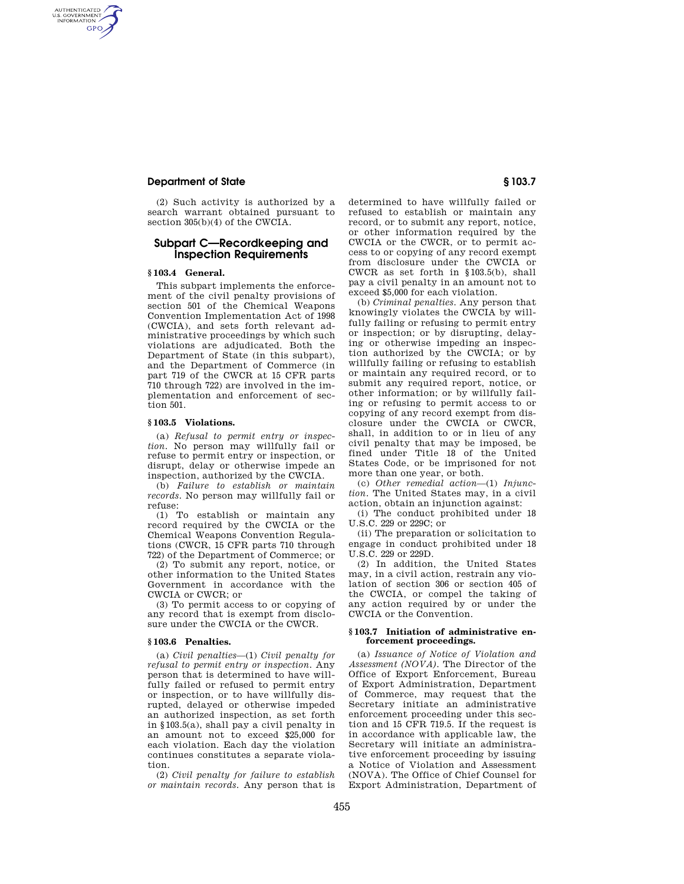(2) Such activity is authorized by a search warrant obtained pursuant to section 305(b)(4) of the CWCIA.

## Subpart C—Recordkeeping and Inspection Requirements

### § 103.4 General.

This subpart implements the enforcement of the civil penalty provisions of section 501 of the Chemical Weapons Convention Implementation Act of 1998 (CWCIA), and sets forth relevant administrative proceedings by which such violations are adjudicated. Both the Department of State (in this subpart), and the Department of Commerce (in part 719 of the CWCR at 15 CFR parts 710 through 722) are involved in the implementation and enforcement of section 501.

### § 103.5 Violations.

(a) *Refusal to permit entry or inspection.* No person may willfully fail or refuse to permit entry or inspection, or disrupt, delay or otherwise impede an inspection, authorized by the CWCIA.

(b) *Failure to establish or maintain records.* No person may willfully fail or refuse:

(1) To establish or maintain any record required by the CWCIA or the Chemical Weapons Convention Regulations (CWCR, 15 CFR parts 710 through 722) of the Department of Commerce; or

(2) To submit any report, notice, or other information to the United States Government in accordance with the CWCIA or CWCR; or

(3) To permit access to or copying of any record that is exempt from disclosure under the CWCIA or the CWCR.

### § 103.6 Penalties.

(a) *Civil penalties*—(1) *Civil penalty for refusal to permit entry or inspection.* Any person that is determined to have willfully failed or refused to permit entry or inspection, or to have willfully disrupted, delayed or otherwise impeded an authorized inspection, as set forth in § 103.5(a), shall pay a civil penalty in an amount not to exceed $25,000 for each violation. Each day the violation continues constitutes a separate violation.

(2) *Civil penalty for failure to establish or maintain records.* Any person that is determined to have willfully failed or refused to establish or maintain any record, or to submit any report, notice, or other information required by the CWCIA or the CWCR, or to permit access to or copying of any record exempt from disclosure under the CWCIA or CWCR as set forth in § 103.5(b), shall pay a civil penalty in an amount not to exceed $5,000 for each violation.

(b) *Criminal penalties.* Any person that knowingly violates the CWCIA by willfully failing or refusing to permit entry or inspection; or by disrupting, delaying or otherwise impeding an inspection authorized by the CWCIA; or by willfully failing or refusing to establish or maintain any required record, or to submit any required report, notice, or other information; or by willfully failing or refusing to permit access to or copying of any record exempt from disclosure under the CWCIA or CWCR, shall, in addition to or in lieu of any civil penalty that may be imposed, be fined under Title 18 of the United States Code, or be imprisoned for not more than one year, or both.

(c) *Other remedial action*—(1) *Injunction.* The United States may, in a civil action, obtain an injunction against:

(i) The conduct prohibited under 18 U.S.C. 229 or 229C; or

(ii) The preparation or solicitation to engage in conduct prohibited under 18 U.S.C. 229 or 229D.

(2) In addition, the United States may, in a civil action, restrain any violation of section 306 or section 405 of the CWCIA, or compel the taking of any action required by or under the CWCIA or the Convention.

### § 103.7 Initiation of administrative enforcement proceedings.

(a) *Issuance of Notice of Violation and Assessment (NOVA).* The Director of the Office of Export Enforcement, Bureau of Export Administration, Department of Commerce, may request that the Secretary initiate an administrative enforcement proceeding under this section and 15 CFR 719.5. If the request is in accordance with applicable law, the Secretary will initiate an administrative enforcement proceeding by issuing a Notice of Violation and Assessment (NOVA). The Office of Chief Counsel for Export Administration, Department of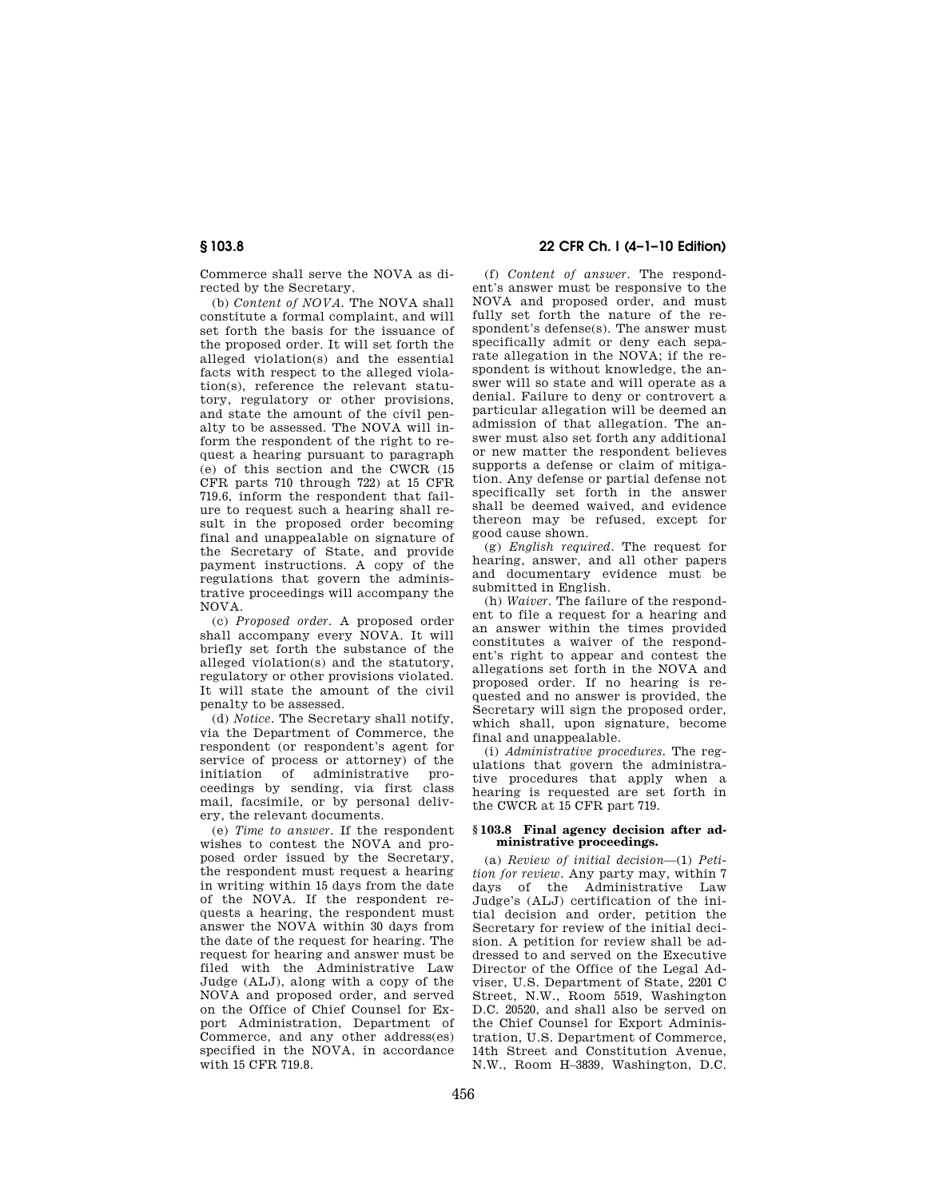Commerce shall serve the NOVA as directed by the Secretary.

(b) *Content of NOVA.* The NOVA shall constitute a formal complaint, and will set forth the basis for the issuance of the proposed order. It will set forth the alleged violation(s) and the essential facts with respect to the alleged violation(s), reference the relevant statutory, regulatory or other provisions, and state the amount of the civil penalty to be assessed. The NOVA will inform the respondent of the right to request a hearing pursuant to paragraph (e) of this section and the CWCR (15 CFR parts 710 through 722) at 15 CFR 719.6, inform the respondent that failure to request such a hearing shall result in the proposed order becoming final and unappealable on signature of the Secretary of State, and provide payment instructions. A copy of the regulations that govern the administrative proceedings will accompany the NOVA.

(c) *Proposed order.* A proposed order shall accompany every NOVA. It will briefly set forth the substance of the alleged violation(s) and the statutory, regulatory or other provisions violated. It will state the amount of the civil penalty to be assessed.

(d) *Notice.* The Secretary shall notify, via the Department of Commerce, the respondent (or respondent's agent for service of process or attorney) of the initiation of administrative proceedings by sending, via first class mail, facsimile, or by personal delivery, the relevant documents.

(e) *Time to answer.* If the respondent wishes to contest the NOVA and proposed order issued by the Secretary, the respondent must request a hearing in writing within 15 days from the date of the NOVA. If the respondent requests a hearing, the respondent must answer the NOVA within 30 days from the date of the request for hearing. The request for hearing and answer must be filed with the Administrative Law Judge (ALJ), along with a copy of the NOVA and proposed order, and served on the Office of Chief Counsel for Export Administration, Department of Commerce, and any other address(es) specified in the NOVA, in accordance with 15 CFR 719.8.

(f) *Content of answer.* The respondent's answer must be responsive to the NOVA and proposed order, and must fully set forth the nature of the respondent's defense(s). The answer must specifically admit or deny each separate allegation in the NOVA; if the respondent is without knowledge, the answer will so state and will operate as a denial. Failure to deny or controvert a particular allegation will be deemed an admission of that allegation. The answer must also set forth any additional or new matter the respondent believes supports a defense or claim of mitigation. Any defense or partial defense not specifically set forth in the answer shall be deemed waived, and evidence thereon may be refused, except for good cause shown.

(g) *English required.* The request for hearing, answer, and all other papers and documentary evidence must be submitted in English.

(h) *Waiver.* The failure of the respondent to file a request for a hearing and an answer within the times provided constitutes a waiver of the respondent's right to appear and contest the allegations set forth in the NOVA and proposed order. If no hearing is requested and no answer is provided, the Secretary will sign the proposed order, which shall, upon signature, become final and unappealable.

(i) *Administrative procedures.* The regulations that govern the administrative procedures that apply when a hearing is requested are set forth in the CWCR at 15 CFR part 719.

### § 103.8 Final agency decision after administrative proceedings.

(a) *Review of initial decision*—(1) *Petition for review.* Any party may, within 7 days of the Administrative Law Judge's (ALJ) certification of the initial decision and order, petition the Secretary for review of the initial decision. A petition for review shall be addressed to and served on the Executive Director of the Office of the Legal Adviser, U.S. Department of State, 2201 C Street, N.W., Room 5519, Washington D.C. 20520, and shall also be served on the Chief Counsel for Export Administration, U.S. Department of Commerce, 14th Street and Constitution Avenue, N.W., Room H–3839, Washington, D.C.